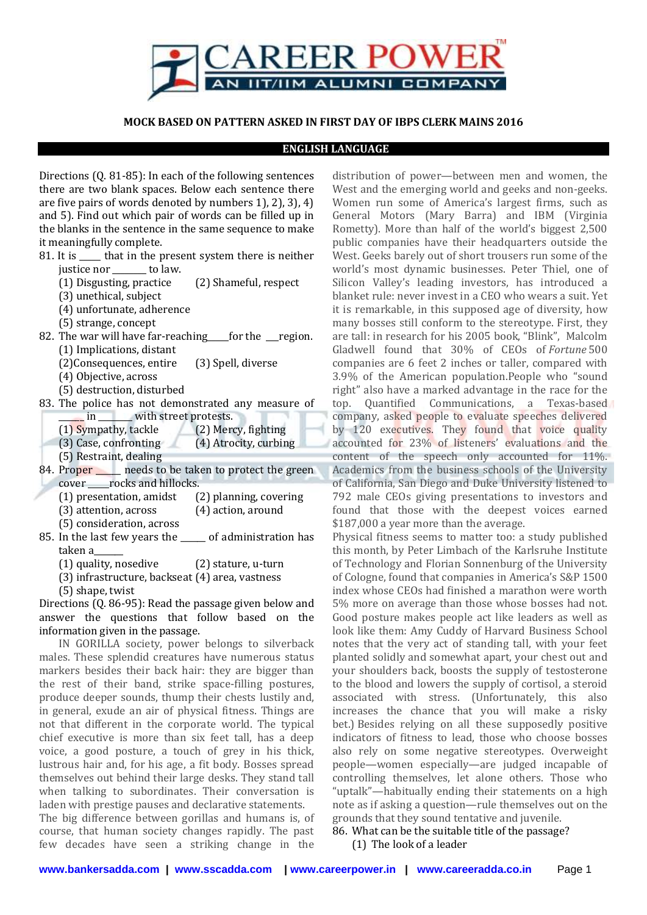**MOCK BASED ON PATTERN ASKED IN FIRST DAY OF IBPS CLERK MAINS 2016**

## ENGLISH LANGUAGE

Directions (Q. 81-85): In each of the following sentences there are two blank spaces. Below each sentence there are five pairs of words denoted by numbers 1), 2), 3), 4) and 5). Find out which pair of words can be filled up in the blanks in the sentence in the same sequence to make it meaningfully complete.

81. It is ____ that in the present system there is neither justice nor _______ to law.
    (1) Disgusting, practice (2) Shameful, respect
    (3) unethical, subject
    (4) unfortunate, adherence
    (5) strange, concept

82. The war will have far-reaching____for the __region.
    (1) Implications, distant
    (2)Consequences, entire (3) Spell, diverse
    (4) Objective, across
    (5) destruction, disturbed

83. The police has not demonstrated any measure of _____ in _______ with street protests.
    (1) Sympathy, tackle (2) Mercy, fighting
    (3) Case, confronting (4) Atrocity, curbing
    (5) Restraint, dealing

84. Proper _____ needs to be taken to protect the green cover ____rocks and hillocks.
    (1) presentation, amidst (2) planning, covering
    (3) attention, across (4) action, around
    (5) consideration, across

85. In the last few years the _____ of administration has taken a______
    (1) quality, nosedive (2) stature, u-turn
    (3) infrastructure, backseat (4) area, vastness
    (5) shape, twist

Directions (Q. 86-95): Read the passage given below and answer the questions that follow based on the information given in the passage.

IN GORILLA society, power belongs to silverback males. These splendid creatures have numerous status markers besides their back hair: they are bigger than the rest of their band, strike space-filling postures, produce deeper sounds, thump their chests lustily and, in general, exude an air of physical fitness. Things are not that different in the corporate world. The typical chief executive is more than six feet tall, has a deep voice, a good posture, a touch of grey in his thick, lustrous hair and, for his age, a fit body. Bosses spread themselves out behind their large desks. They stand tall when talking to subordinates. Their conversation is laden with prestige pauses and declarative statements.

The big difference between gorillas and humans is, of course, that human society changes rapidly. The past few decades have seen a striking change in the distribution of power—between men and women, the West and the emerging world and geeks and non-geeks. Women run some of America's largest firms, such as General Motors (Mary Barra) and IBM (Virginia Rometty). More than half of the world's biggest 2,500 public companies have their headquarters outside the West. Geeks barely out of short trousers run some of the world's most dynamic businesses. Peter Thiel, one of Silicon Valley's leading investors, has introduced a blanket rule: never invest in a CEO who wears a suit. Yet it is remarkable, in this supposed age of diversity, how many bosses still conform to the stereotype. First, they are tall: in research for his 2005 book, "Blink", Malcolm Gladwell found that 30% of CEOs of *Fortune* 500 companies are 6 feet 2 inches or taller, compared with 3.9% of the American population.People who "sound right" also have a marked advantage in the race for the top. Quantified Communications, a Texas-based company, asked people to evaluate speeches delivered by 120 executives. They found that voice quality accounted for 23% of listeners' evaluations and the content of the speech only accounted for 11%. Academics from the business schools of the University of California, San Diego and Duke University listened to 792 male CEOs giving presentations to investors and found that those with the deepest voices earned $187,000 a year more than the average.

Physical fitness seems to matter too: a study published this month, by Peter Limbach of the Karlsruhe Institute of Technology and Florian Sonnenburg of the University of Cologne, found that companies in America's S&P 1500 index whose CEOs had finished a marathon were worth 5% more on average than those whose bosses had not. Good posture makes people act like leaders as well as look like them: Amy Cuddy of Harvard Business School notes that the very act of standing tall, with your feet planted solidly and somewhat apart, your chest out and your shoulders back, boosts the supply of testosterone to the blood and lowers the supply of cortisol, a steroid associated with stress. (Unfortunately, this also increases the chance that you will make a risky bet.) Besides relying on all these supposedly positive indicators of fitness to lead, those who choose bosses also rely on some negative stereotypes. Overweight people—women especially—are judged incapable of controlling themselves, let alone others. Those who "uptalk"—habitually ending their statements on a high note as if asking a question—rule themselves out on the grounds that they sound tentative and juvenile.

86. What can be the suitable title of the passage?
    (1) The look of a leader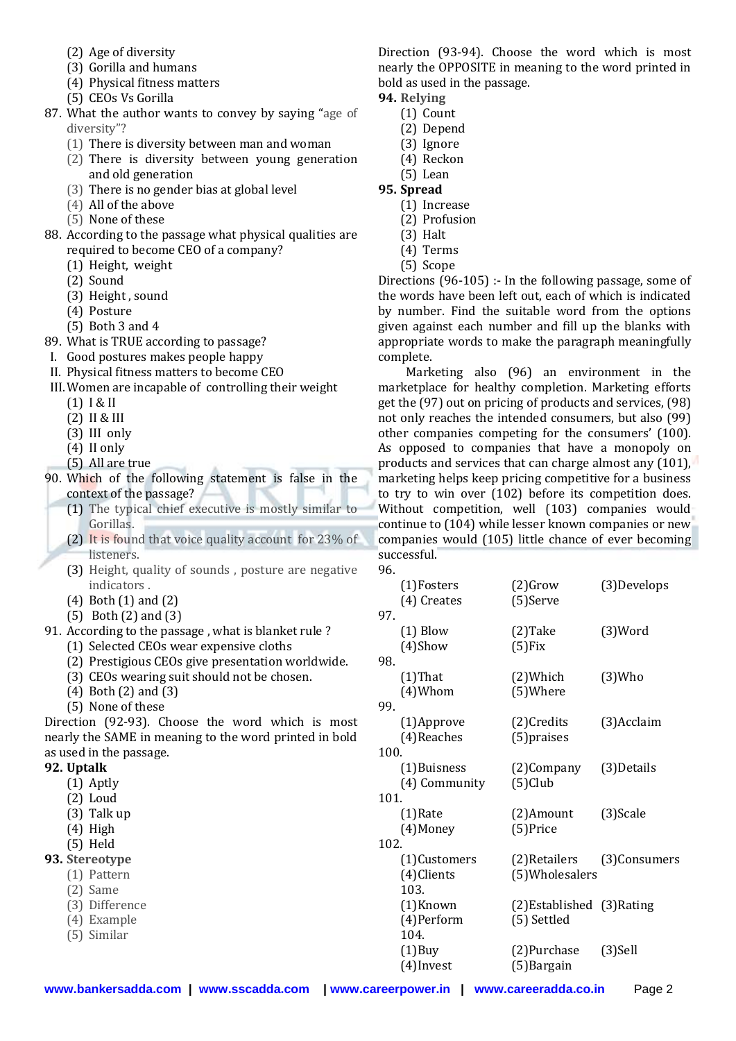(2) Age of diversity
(3) Gorilla and humans
(4) Physical fitness matters
(5) CEOs Vs Gorilla

87. What the author wants to convey by saying "age of diversity"?
(1) There is diversity between man and woman
(2) There is diversity between young generation and old generation
(3) There is no gender bias at global level
(4) All of the above
(5) None of these

88. According to the passage what physical qualities are required to become CEO of a company?
(1) Height, weight
(2) Sound
(3) Height , sound
(4) Posture
(5) Both 3 and 4

89. What is TRUE according to passage?
I. Good postures makes people happy
II. Physical fitness matters to become CEO
III. Women are incapable of controlling their weight
(1) I & II
(2) II & III
(3) III only
(4) II only
(5) All are true

90. Which of the following statement is false in the context of the passage?
(1) The typical chief executive is mostly similar to Gorillas.
(2) It is found that voice quality account for 23% of listeners.
(3) Height, quality of sounds , posture are negative indicators .
(4) Both (1) and (2)
(5) Both (2) and (3)

91. According to the passage , what is blanket rule ?
(1) Selected CEOs wear expensive cloths
(2) Prestigious CEOs give presentation worldwide.
(3) CEOs wearing suit should not be chosen.
(4) Both (2) and (3)
(5) None of these

Direction (92-93). Choose the word which is most nearly the SAME in meaning to the word printed in bold as used in the passage.

**92. Uptalk**
(1) Aptly
(2) Loud
(3) Talk up
(4) High
(5) Held

**93. Stereotype**
(1) Pattern
(2) Same
(3) Difference
(4) Example
(5) Similar

Direction (93-94). Choose the word which is most nearly the OPPOSITE in meaning to the word printed in bold as used in the passage.

**94. Relying**
(1) Count
(2) Depend
(3) Ignore
(4) Reckon
(5) Lean

**95. Spread**
(1) Increase
(2) Profusion
(3) Halt
(4) Terms
(5) Scope

Directions (96-105) :- In the following passage, some of the words have been left out, each of which is indicated by number. Find the suitable word from the options given against each number and fill up the blanks with appropriate words to make the paragraph meaningfully complete.

Marketing also (96) an environment in the marketplace for healthy completion. Marketing efforts get the (97) out on pricing of products and services, (98) not only reaches the intended consumers, but also (99) other companies competing for the consumers' (100). As opposed to companies that have a monopoly on products and services that can charge almost any (101), marketing helps keep pricing competitive for a business to try to win over (102) before its competition does. Without competition, well (103) companies would continue to (104) while lesser known companies or new companies would (105) little chance of ever becoming successful.

96.
(1)Fosters (2)Grow (3)Develops
(4) Creates (5)Serve

97.
(1) Blow (2)Take (3)Word
(4)Show (5)Fix

98.
(1)That (2)Which (3)Who
(4)Whom (5)Where

99.
(1)Approve (2)Credits (3)Acclaim
(4)Reaches (5)praises

100.
(1)Buisness (2)Company (3)Details
(4) Community (5)Club

101.
(1)Rate (2)Amount (3)Scale
(4)Money (5)Price

102.
(1)Customers (2)Retailers (3)Consumers
(4)Clients (5)Wholesalers

103.
(1)Known (2)Established (3)Rating
(4)Perform (5) Settled

104.
(1)Buy (2)Purchase (3)Sell
(4)Invest (5)Bargain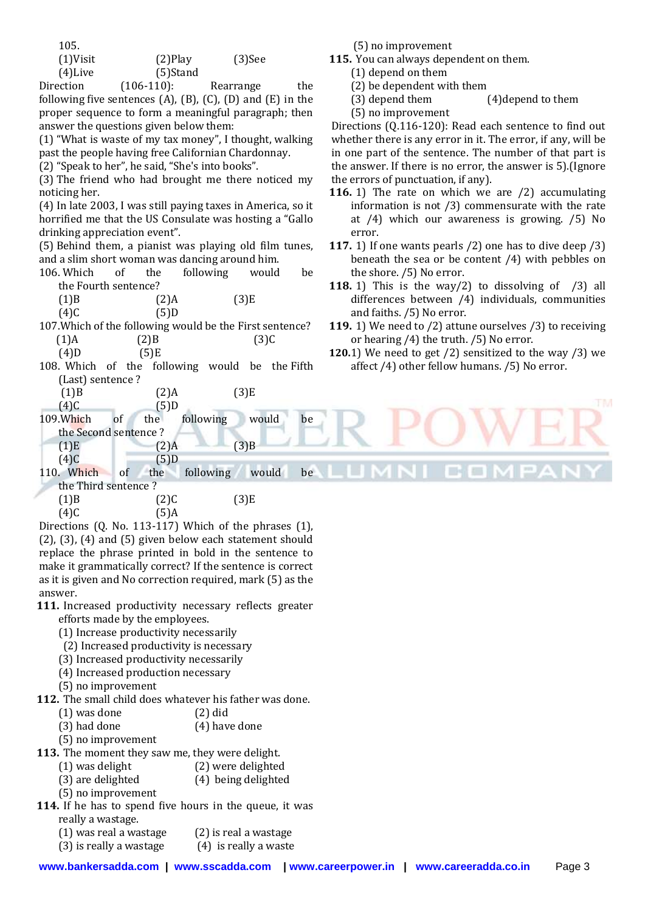105.
(1)Visit (2)Play (3)See
(4)Live (5)Stand

Direction (106-110): Rearrange the following five sentences (A), (B), (C), (D) and (E) in the proper sequence to form a meaningful paragraph; then answer the questions given below them:

(1) "What is waste of my tax money", I thought, walking past the people having free Californian Chardonnay.

(2) "Speak to her", he said, "She's into books".

(3) The friend who had brought me there noticed my noticing her.

(4) In late 2003, I was still paying taxes in America, so it horrified me that the US Consulate was hosting a "Gallo drinking appreciation event".

(5) Behind them, a pianist was playing old film tunes, and a slim short woman was dancing around him.

106. Which of the following would be the Fourth sentence?
(1)B (2)A (3)E
(4)C (5)D

107. Which of the following would be the First sentence?
(1)A (2)B (3)C
(4)D (5)E

108. Which of the following would be the Fifth (Last) sentence ?
(1)B (2)A (3)E
(4)C (5)D

109. Which of the following would be the Second sentence ?
(1)E (2)A (3)B
(4)C (5)D

110. Which of the following would be the Third sentence ?
(1)B (2)C (3)E
(4)C (5)A

Directions (Q. No. 113-117) Which of the phrases (1), (2), (3), (4) and (5) given below each statement should replace the phrase printed in bold in the sentence to make it grammatically correct? If the sentence is correct as it is given and No correction required, mark (5) as the answer.

**111.** Increased productivity necessary reflects greater efforts made by the employees.
(1) Increase productivity necessarily
(2) Increased productivity is necessary
(3) Increased productivity necessarily
(4) Increased production necessary
(5) no improvement

**112.** The small child does whatever his father was done.
(1) was done (2) did
(3) had done (4) have done
(5) no improvement

**113.** The moment they saw me, they were delight.
(1) was delight (2) were delighted
(3) are delighted (4) being delighted
(5) no improvement

**114.** If he has to spend five hours in the queue, it was really a wastage.
(1) was real a wastage (2) is real a wastage
(3) is really a wastage (4) is really a waste
(5) no improvement

**115.** You can always dependent on them.
(1) depend on them
(2) be dependent with them
(3) depend them (4)depend to them
(5) no improvement

Directions (Q.116-120): Read each sentence to find out whether there is any error in it. The error, if any, will be in one part of the sentence. The number of that part is the answer. If there is no error, the answer is 5).(Ignore the errors of punctuation, if any).

**116.** 1) The rate on which we are /2) accumulating information is not /3) commensurate with the rate at /4) which our awareness is growing. /5) No error.

**117.** 1) If one wants pearls /2) one has to dive deep /3) beneath the sea or be content /4) with pebbles on the shore. /5) No error.

**118.** 1) This is the way/2) to dissolving of /3) all differences between /4) individuals, communities and faiths. /5) No error.

**119.** 1) We need to /2) attune ourselves /3) to receiving or hearing /4) the truth. /5) No error.

**120.** 1) We need to get /2) sensitized to the way /3) we affect /4) other fellow humans. /5) No error.